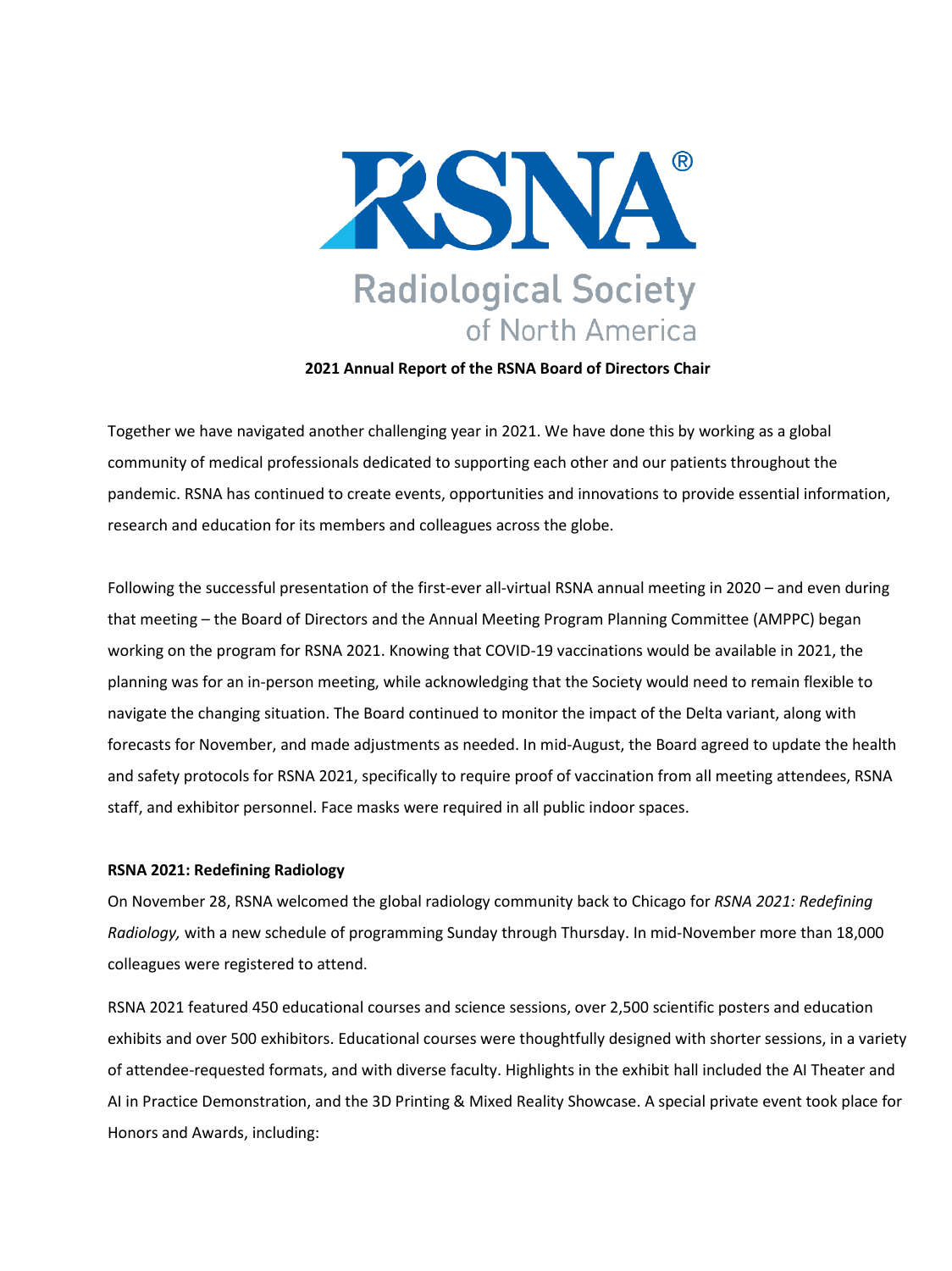RSNA®

Radiological Society of North America

**2021 Annual Report of the RSNA Board of Directors Chair**

Together we have navigated another challenging year in 2021. We have done this by working as a global community of medical professionals dedicated to supporting each other and our patients throughout the pandemic. RSNA has continued to create events, opportunities and innovations to provide essential information, research and education for its members and colleagues across the globe.

Following the successful presentation of the first-ever all-virtual RSNA annual meeting in 2020 – and even during that meeting – the Board of Directors and the Annual Meeting Program Planning Committee (AMPPC) began working on the program for RSNA 2021. Knowing that COVID-19 vaccinations would be available in 2021, the planning was for an in-person meeting, while acknowledging that the Society would need to remain flexible to navigate the changing situation. The Board continued to monitor the impact of the Delta variant, along with forecasts for November, and made adjustments as needed. In mid-August, the Board agreed to update the health and safety protocols for RSNA 2021, specifically to require proof of vaccination from all meeting attendees, RSNA staff, and exhibitor personnel. Face masks were required in all public indoor spaces.

**RSNA 2021: Redefining Radiology**

On November 28, RSNA welcomed the global radiology community back to Chicago for *RSNA 2021: Redefining Radiology,* with a new schedule of programming Sunday through Thursday. In mid-November more than 18,000 colleagues were registered to attend.

RSNA 2021 featured 450 educational courses and science sessions, over 2,500 scientific posters and education exhibits and over 500 exhibitors. Educational courses were thoughtfully designed with shorter sessions, in a variety of attendee-requested formats, and with diverse faculty. Highlights in the exhibit hall included the AI Theater and AI in Practice Demonstration, and the 3D Printing & Mixed Reality Showcase. A special private event took place for Honors and Awards, including: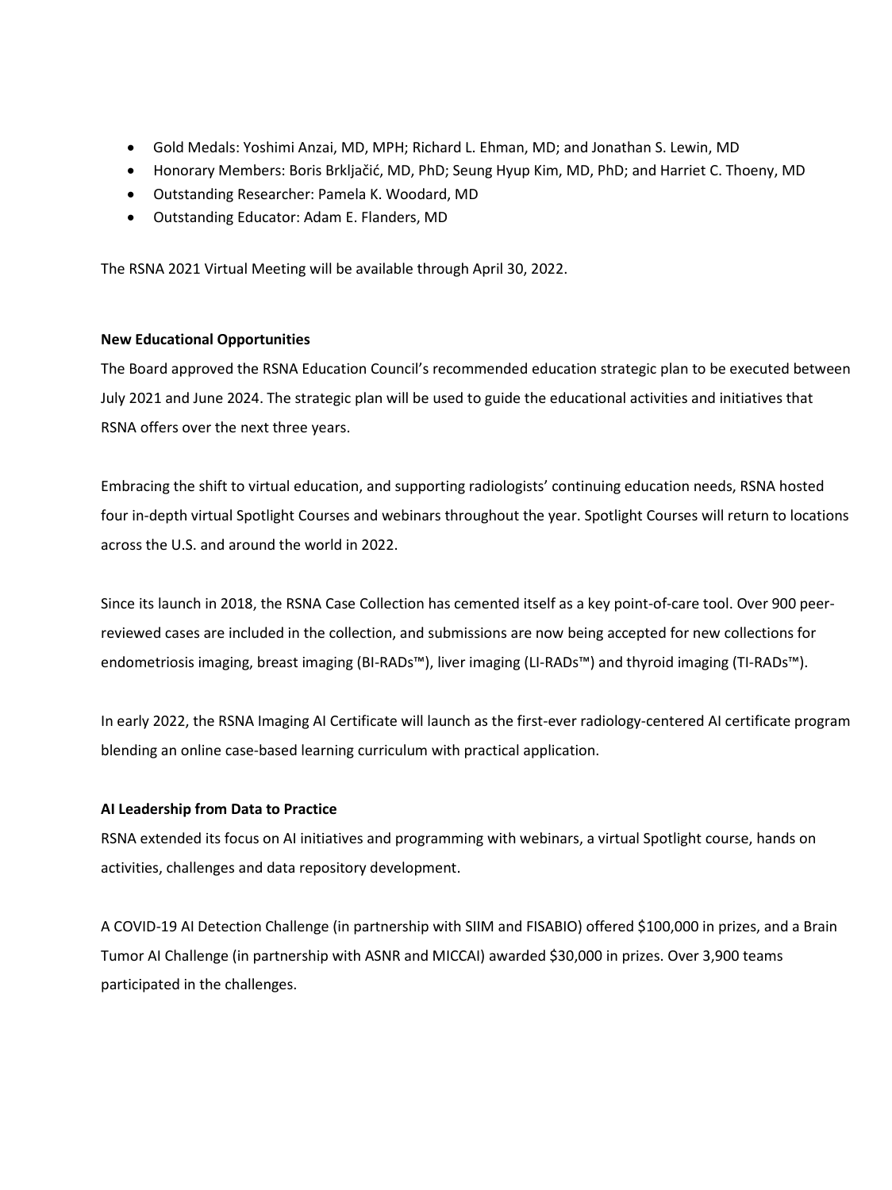- Gold Medals: Yoshimi Anzai, MD, MPH; Richard L. Ehman, MD; and Jonathan S. Lewin, MD
- Honorary Members: Boris Brkljačić, MD, PhD; Seung Hyup Kim, MD, PhD; and Harriet C. Thoeny, MD
- Outstanding Researcher: Pamela K. Woodard, MD
- Outstanding Educator: Adam E. Flanders, MD

The RSNA 2021 Virtual Meeting will be available through April 30, 2022.

**New Educational Opportunities**

The Board approved the RSNA Education Council's recommended education strategic plan to be executed between July 2021 and June 2024. The strategic plan will be used to guide the educational activities and initiatives that RSNA offers over the next three years.

Embracing the shift to virtual education, and supporting radiologists' continuing education needs, RSNA hosted four in-depth virtual Spotlight Courses and webinars throughout the year. Spotlight Courses will return to locations across the U.S. and around the world in 2022.

Since its launch in 2018, the RSNA Case Collection has cemented itself as a key point-of-care tool. Over 900 peer-reviewed cases are included in the collection, and submissions are now being accepted for new collections for endometriosis imaging, breast imaging (BI-RADs™), liver imaging (LI-RADs™) and thyroid imaging (TI-RADs™).

In early 2022, the RSNA Imaging AI Certificate will launch as the first-ever radiology-centered AI certificate program blending an online case-based learning curriculum with practical application.

**AI Leadership from Data to Practice**

RSNA extended its focus on AI initiatives and programming with webinars, a virtual Spotlight course, hands on activities, challenges and data repository development.

A COVID-19 AI Detection Challenge (in partnership with SIIM and FISABIO) offered $100,000 in prizes, and a Brain Tumor AI Challenge (in partnership with ASNR and MICCAI) awarded $30,000 in prizes. Over 3,900 teams participated in the challenges.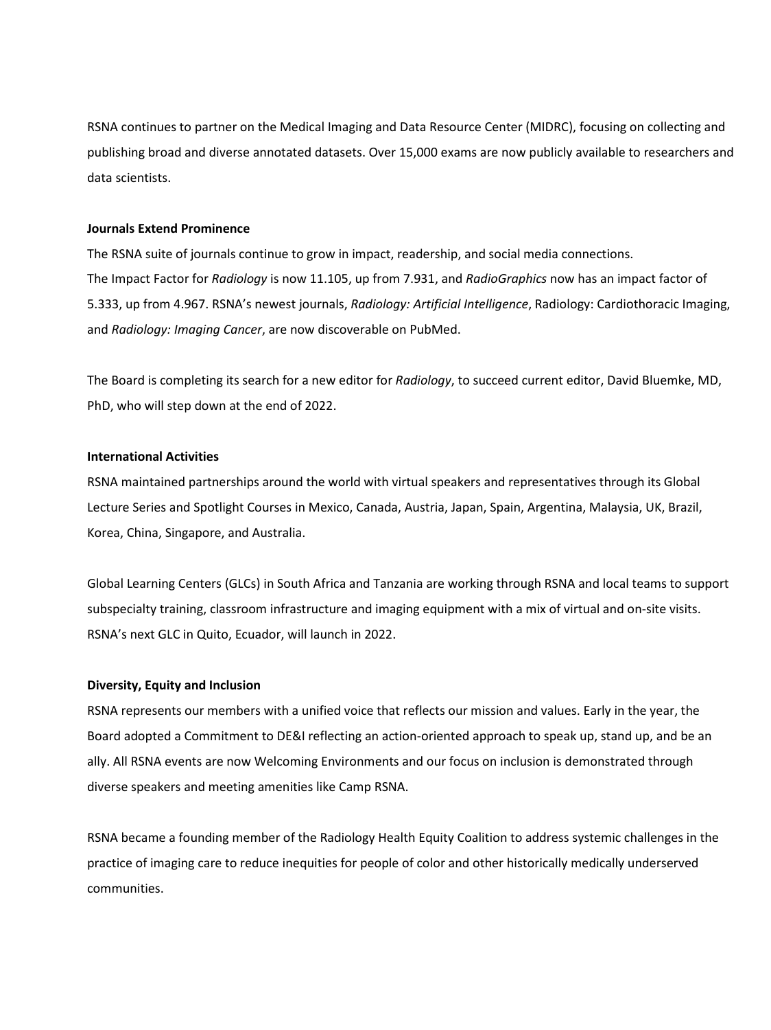RSNA continues to partner on the Medical Imaging and Data Resource Center (MIDRC), focusing on collecting and publishing broad and diverse annotated datasets. Over 15,000 exams are now publicly available to researchers and data scientists.

**Journals Extend Prominence**

The RSNA suite of journals continue to grow in impact, readership, and social media connections. The Impact Factor for *Radiology* is now 11.105, up from 7.931, and *RadioGraphics* now has an impact factor of 5.333, up from 4.967. RSNA's newest journals, *Radiology: Artificial Intelligence*, Radiology: Cardiothoracic Imaging, and *Radiology: Imaging Cancer*, are now discoverable on PubMed.

The Board is completing its search for a new editor for *Radiology*, to succeed current editor, David Bluemke, MD, PhD, who will step down at the end of 2022.

**International Activities**

RSNA maintained partnerships around the world with virtual speakers and representatives through its Global Lecture Series and Spotlight Courses in Mexico, Canada, Austria, Japan, Spain, Argentina, Malaysia, UK, Brazil, Korea, China, Singapore, and Australia.

Global Learning Centers (GLCs) in South Africa and Tanzania are working through RSNA and local teams to support subspecialty training, classroom infrastructure and imaging equipment with a mix of virtual and on-site visits. RSNA's next GLC in Quito, Ecuador, will launch in 2022.

**Diversity, Equity and Inclusion**

RSNA represents our members with a unified voice that reflects our mission and values. Early in the year, the Board adopted a Commitment to DE&I reflecting an action-oriented approach to speak up, stand up, and be an ally. All RSNA events are now Welcoming Environments and our focus on inclusion is demonstrated through diverse speakers and meeting amenities like Camp RSNA.

RSNA became a founding member of the Radiology Health Equity Coalition to address systemic challenges in the practice of imaging care to reduce inequities for people of color and other historically medically underserved communities.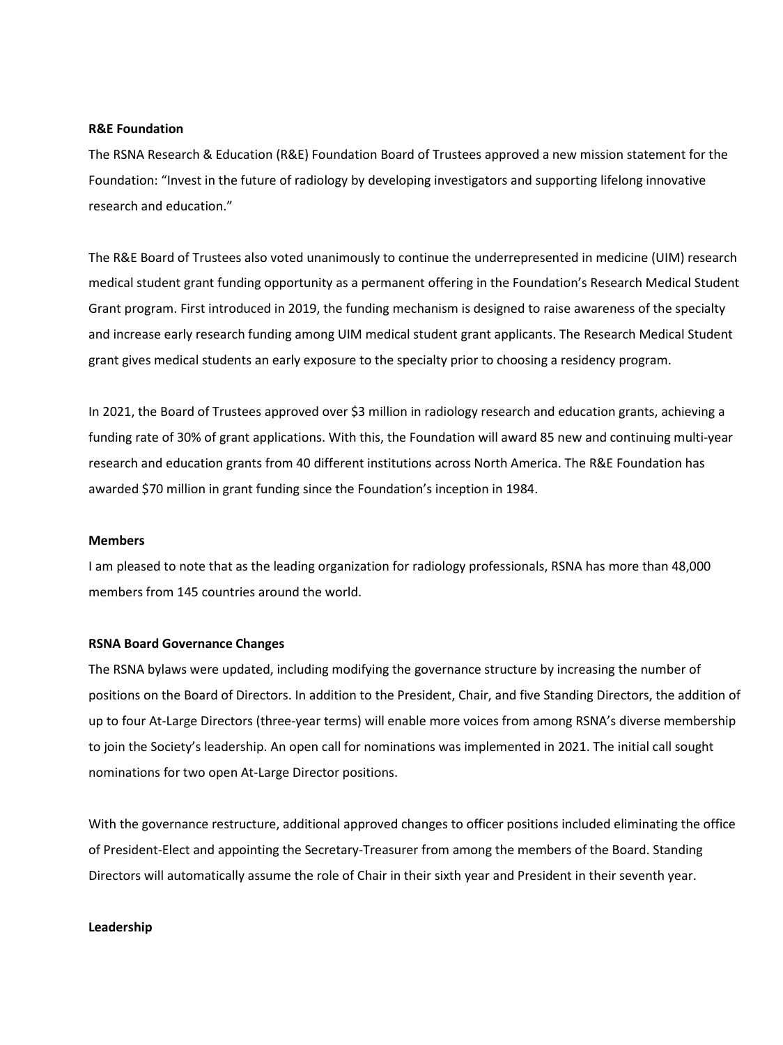**R&E Foundation**

The RSNA Research & Education (R&E) Foundation Board of Trustees approved a new mission statement for the Foundation: "Invest in the future of radiology by developing investigators and supporting lifelong innovative research and education."

The R&E Board of Trustees also voted unanimously to continue the underrepresented in medicine (UIM) research medical student grant funding opportunity as a permanent offering in the Foundation's Research Medical Student Grant program. First introduced in 2019, the funding mechanism is designed to raise awareness of the specialty and increase early research funding among UIM medical student grant applicants. The Research Medical Student grant gives medical students an early exposure to the specialty prior to choosing a residency program.

In 2021, the Board of Trustees approved over $3 million in radiology research and education grants, achieving a funding rate of 30% of grant applications. With this, the Foundation will award 85 new and continuing multi-year research and education grants from 40 different institutions across North America. The R&E Foundation has awarded $70 million in grant funding since the Foundation's inception in 1984.

**Members**

I am pleased to note that as the leading organization for radiology professionals, RSNA has more than 48,000 members from 145 countries around the world.

**RSNA Board Governance Changes**

The RSNA bylaws were updated, including modifying the governance structure by increasing the number of positions on the Board of Directors. In addition to the President, Chair, and five Standing Directors, the addition of up to four At-Large Directors (three-year terms) will enable more voices from among RSNA's diverse membership to join the Society's leadership. An open call for nominations was implemented in 2021. The initial call sought nominations for two open At-Large Director positions.

With the governance restructure, additional approved changes to officer positions included eliminating the office of President-Elect and appointing the Secretary-Treasurer from among the members of the Board. Standing Directors will automatically assume the role of Chair in their sixth year and President in their seventh year.

**Leadership**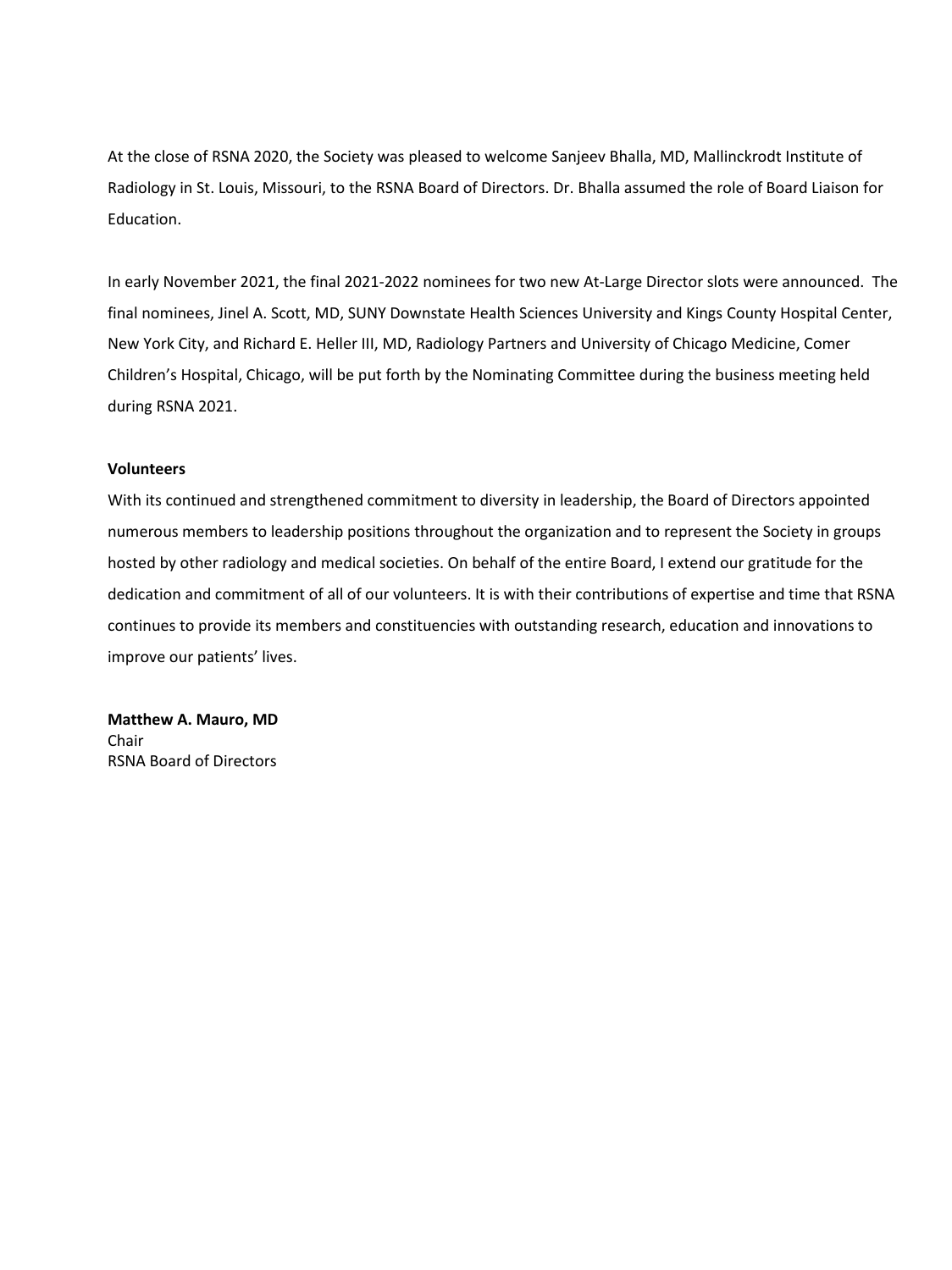At the close of RSNA 2020, the Society was pleased to welcome Sanjeev Bhalla, MD, Mallinckrodt Institute of Radiology in St. Louis, Missouri, to the RSNA Board of Directors. Dr. Bhalla assumed the role of Board Liaison for Education.

In early November 2021, the final 2021-2022 nominees for two new At-Large Director slots were announced. The final nominees, Jinel A. Scott, MD, SUNY Downstate Health Sciences University and Kings County Hospital Center, New York City, and Richard E. Heller III, MD, Radiology Partners and University of Chicago Medicine, Comer Children's Hospital, Chicago, will be put forth by the Nominating Committee during the business meeting held during RSNA 2021.

**Volunteers**

With its continued and strengthened commitment to diversity in leadership, the Board of Directors appointed numerous members to leadership positions throughout the organization and to represent the Society in groups hosted by other radiology and medical societies. On behalf of the entire Board, I extend our gratitude for the dedication and commitment of all of our volunteers. It is with their contributions of expertise and time that RSNA continues to provide its members and constituencies with outstanding research, education and innovations to improve our patients' lives.

**Matthew A. Mauro, MD**
Chair
RSNA Board of Directors